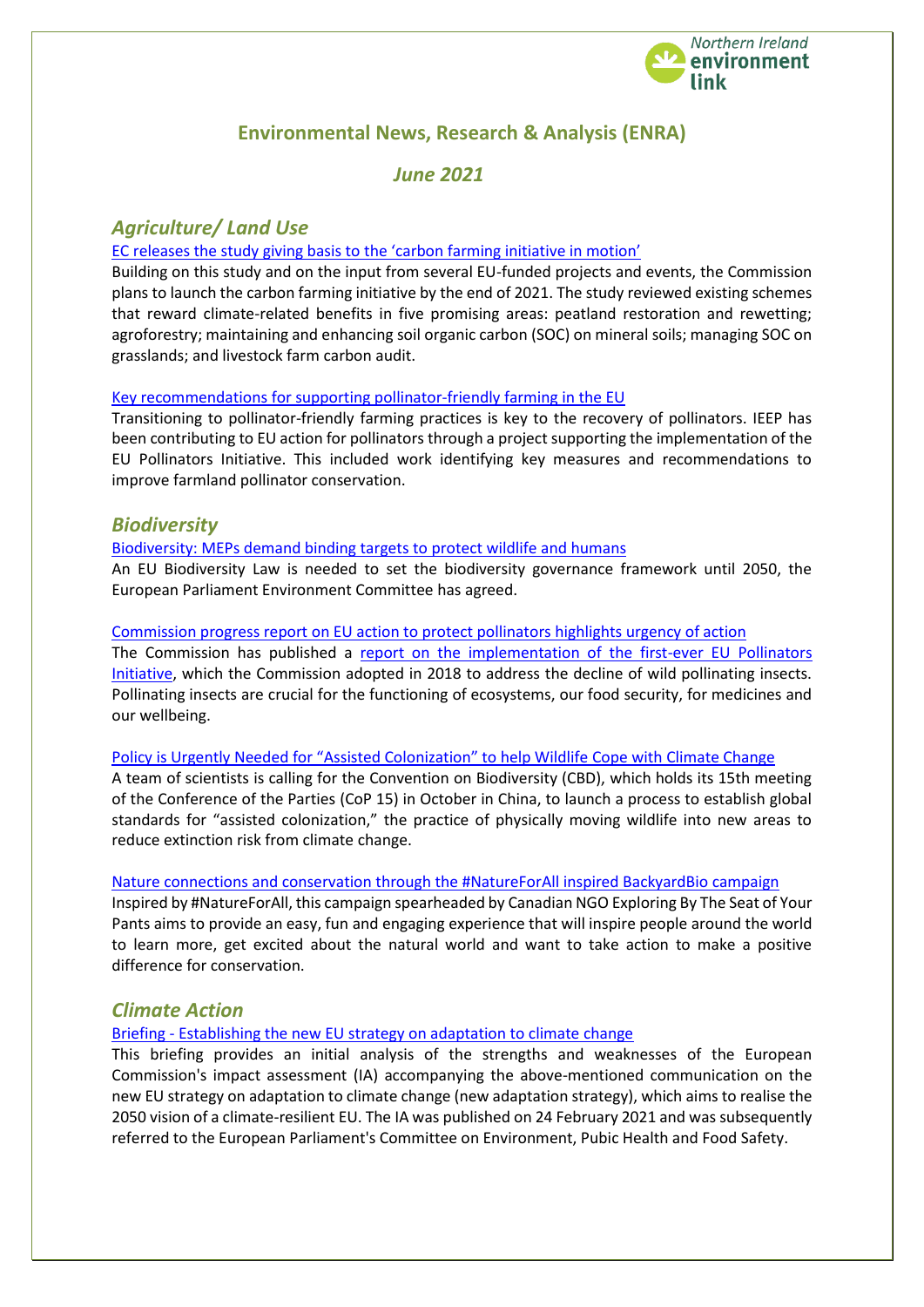# Environmental News, Research & Analysis (ENRA)

## *June 2021*

## *Agriculture/ Land Use*

EC releases the study giving basis to the 'carbon farming initiative in motion'

Building on this study and on the input from several EU-funded projects and events, the Commission plans to launch the carbon farming initiative by the end of 2021. The study reviewed existing schemes that reward climate-related benefits in five promising areas: peatland restoration and rewetting; agroforestry; maintaining and enhancing soil organic carbon (SOC) on mineral soils; managing SOC on grasslands; and livestock farm carbon audit.

Key recommendations for supporting pollinator-friendly farming in the EU

Transitioning to pollinator-friendly farming practices is key to the recovery of pollinators. IEEP has been contributing to EU action for pollinators through a project supporting the implementation of the EU Pollinators Initiative. This included work identifying key measures and recommendations to improve farmland pollinator conservation.

## *Biodiversity*

Biodiversity: MEPs demand binding targets to protect wildlife and humans

An EU Biodiversity Law is needed to set the biodiversity governance framework until 2050, the European Parliament Environment Committee has agreed.

Commission progress report on EU action to protect pollinators highlights urgency of action

The Commission has published a report on the implementation of the first-ever EU Pollinators Initiative, which the Commission adopted in 2018 to address the decline of wild pollinating insects. Pollinating insects are crucial for the functioning of ecosystems, our food security, for medicines and our wellbeing.

Policy is Urgently Needed for "Assisted Colonization" to help Wildlife Cope with Climate Change

A team of scientists is calling for the Convention on Biodiversity (CBD), which holds its 15th meeting of the Conference of the Parties (CoP 15) in October in China, to launch a process to establish global standards for "assisted colonization," the practice of physically moving wildlife into new areas to reduce extinction risk from climate change.

Nature connections and conservation through the #NatureForAll inspired BackyardBio campaign

Inspired by #NatureForAll, this campaign spearheaded by Canadian NGO Exploring By The Seat of Your Pants aims to provide an easy, fun and engaging experience that will inspire people around the world to learn more, get excited about the natural world and want to take action to make a positive difference for conservation.

## *Climate Action*

Briefing - Establishing the new EU strategy on adaptation to climate change

This briefing provides an initial analysis of the strengths and weaknesses of the European Commission's impact assessment (IA) accompanying the above-mentioned communication on the new EU strategy on adaptation to climate change (new adaptation strategy), which aims to realise the 2050 vision of a climate-resilient EU. The IA was published on 24 February 2021 and was subsequently referred to the European Parliament's Committee on Environment, Pubic Health and Food Safety.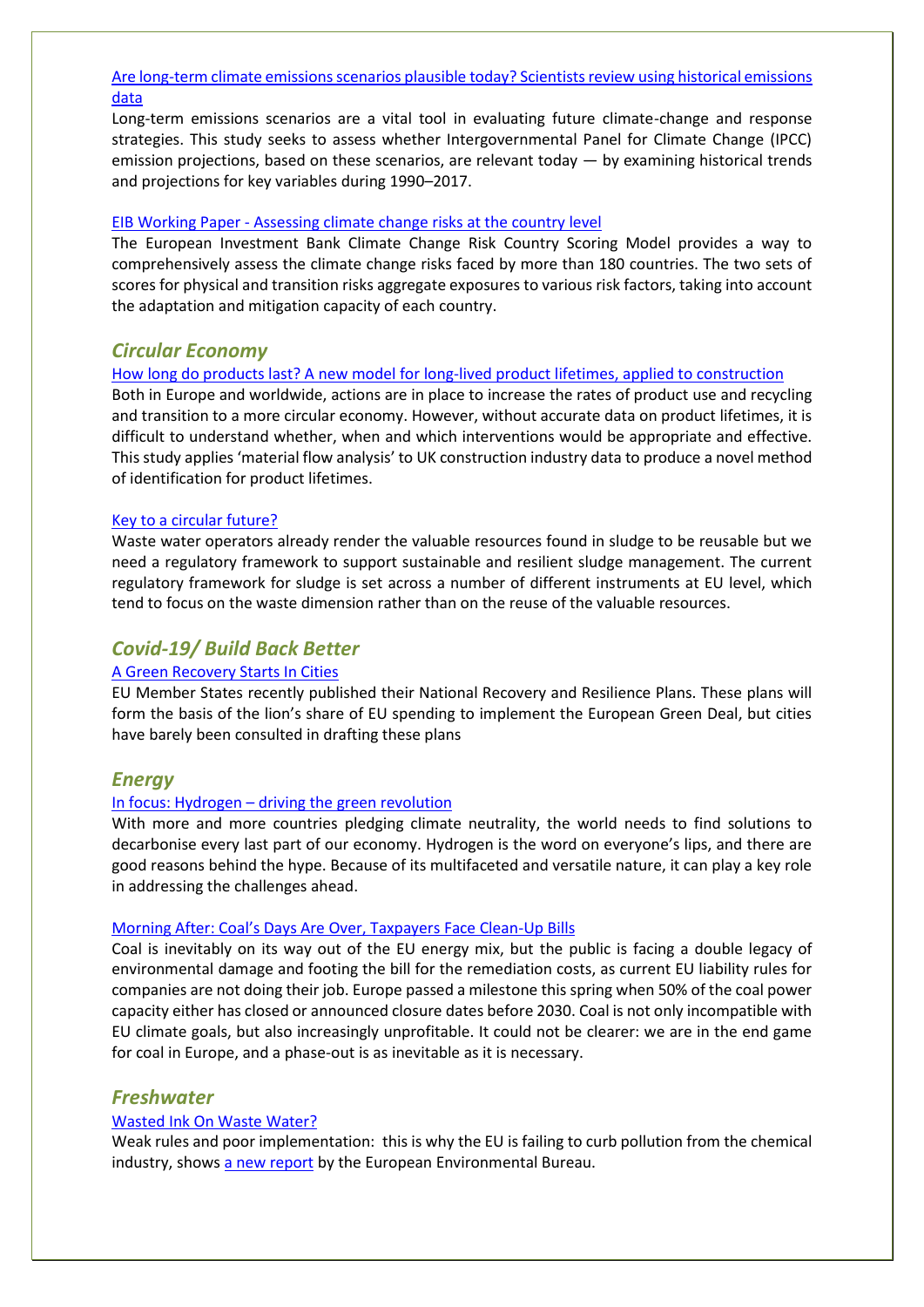[Are long-term climate emissions scenarios plausible today? Scientists review using historical emissions data]

Long-term emissions scenarios are a vital tool in evaluating future climate-change and response strategies. This study seeks to assess whether Intergovernmental Panel for Climate Change (IPCC) emission projections, based on these scenarios, are relevant today — by examining historical trends and projections for key variables during 1990–2017.

[EIB Working Paper - Assessing climate change risks at the country level]

The European Investment Bank Climate Change Risk Country Scoring Model provides a way to comprehensively assess the climate change risks faced by more than 180 countries. The two sets of scores for physical and transition risks aggregate exposures to various risk factors, taking into account the adaptation and mitigation capacity of each country.

## *Circular Economy*

[How long do products last? A new model for long-lived product lifetimes, applied to construction]

Both in Europe and worldwide, actions are in place to increase the rates of product use and recycling and transition to a more circular economy. However, without accurate data on product lifetimes, it is difficult to understand whether, when and which interventions would be appropriate and effective. This study applies 'material flow analysis' to UK construction industry data to produce a novel method of identification for product lifetimes.

[Key to a circular future?]

Waste water operators already render the valuable resources found in sludge to be reusable but we need a regulatory framework to support sustainable and resilient sludge management. The current regulatory framework for sludge is set across a number of different instruments at EU level, which tend to focus on the waste dimension rather than on the reuse of the valuable resources.

## *Covid-19/ Build Back Better*

[A Green Recovery Starts In Cities]

EU Member States recently published their National Recovery and Resilience Plans. These plans will form the basis of the lion's share of EU spending to implement the European Green Deal, but cities have barely been consulted in drafting these plans

## *Energy*

[In focus: Hydrogen – driving the green revolution]

With more and more countries pledging climate neutrality, the world needs to find solutions to decarbonise every last part of our economy. Hydrogen is the word on everyone's lips, and there are good reasons behind the hype. Because of its multifaceted and versatile nature, it can play a key role in addressing the challenges ahead.

[Morning After: Coal's Days Are Over, Taxpayers Face Clean-Up Bills]

Coal is inevitably on its way out of the EU energy mix, but the public is facing a double legacy of environmental damage and footing the bill for the remediation costs, as current EU liability rules for companies are not doing their job. Europe passed a milestone this spring when 50% of the coal power capacity either has closed or announced closure dates before 2030. Coal is not only incompatible with EU climate goals, but also increasingly unprofitable. It could not be clearer: we are in the end game for coal in Europe, and a phase-out is as inevitable as it is necessary.

## *Freshwater*

[Wasted Ink On Waste Water?]

Weak rules and poor implementation: this is why the EU is failing to curb pollution from the chemical industry, shows [a new report] by the European Environmental Bureau.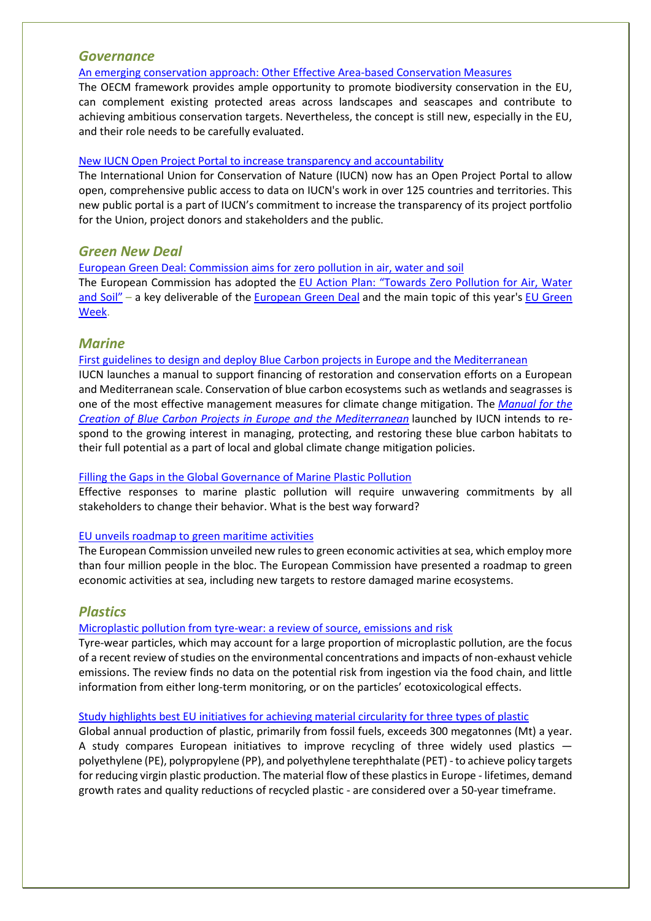## *Governance*

An emerging conservation approach: Other Effective Area-based Conservation Measures

The OECM framework provides ample opportunity to promote biodiversity conservation in the EU, can complement existing protected areas across landscapes and seascapes and contribute to achieving ambitious conservation targets. Nevertheless, the concept is still new, especially in the EU, and their role needs to be carefully evaluated.

New IUCN Open Project Portal to increase transparency and accountability

The International Union for Conservation of Nature (IUCN) now has an Open Project Portal to allow open, comprehensive public access to data on IUCN's work in over 125 countries and territories. This new public portal is a part of IUCN's commitment to increase the transparency of its project portfolio for the Union, project donors and stakeholders and the public.

## *Green New Deal*

European Green Deal: Commission aims for zero pollution in air, water and soil

The European Commission has adopted the EU Action Plan: "Towards Zero Pollution for Air, Water and Soil" – a key deliverable of the European Green Deal and the main topic of this year's EU Green Week.

## *Marine*

First guidelines to design and deploy Blue Carbon projects in Europe and the Mediterranean

IUCN launches a manual to support financing of restoration and conservation efforts on a European and Mediterranean scale. Conservation of blue carbon ecosystems such as wetlands and seagrasses is one of the most effective management measures for climate change mitigation. The *Manual for the Creation of Blue Carbon Projects in Europe and the Mediterranean* launched by IUCN intends to respond to the growing interest in managing, protecting, and restoring these blue carbon habitats to their full potential as a part of local and global climate change mitigation policies.

Filling the Gaps in the Global Governance of Marine Plastic Pollution

Effective responses to marine plastic pollution will require unwavering commitments by all stakeholders to change their behavior. What is the best way forward?

EU unveils roadmap to green maritime activities

The European Commission unveiled new rules to green economic activities at sea, which employ more than four million people in the bloc. The European Commission have presented a roadmap to green economic activities at sea, including new targets to restore damaged marine ecosystems.

## *Plastics*

Microplastic pollution from tyre-wear: a review of source, emissions and risk

Tyre-wear particles, which may account for a large proportion of microplastic pollution, are the focus of a recent review of studies on the environmental concentrations and impacts of non-exhaust vehicle emissions. The review finds no data on the potential risk from ingestion via the food chain, and little information from either long-term monitoring, or on the particles' ecotoxicological effects.

Study highlights best EU initiatives for achieving material circularity for three types of plastic

Global annual production of plastic, primarily from fossil fuels, exceeds 300 megatonnes (Mt) a year. A study compares European initiatives to improve recycling of three widely used plastics — polyethylene (PE), polypropylene (PP), and polyethylene terephthalate (PET) - to achieve policy targets for reducing virgin plastic production. The material flow of these plastics in Europe - lifetimes, demand growth rates and quality reductions of recycled plastic - are considered over a 50-year timeframe.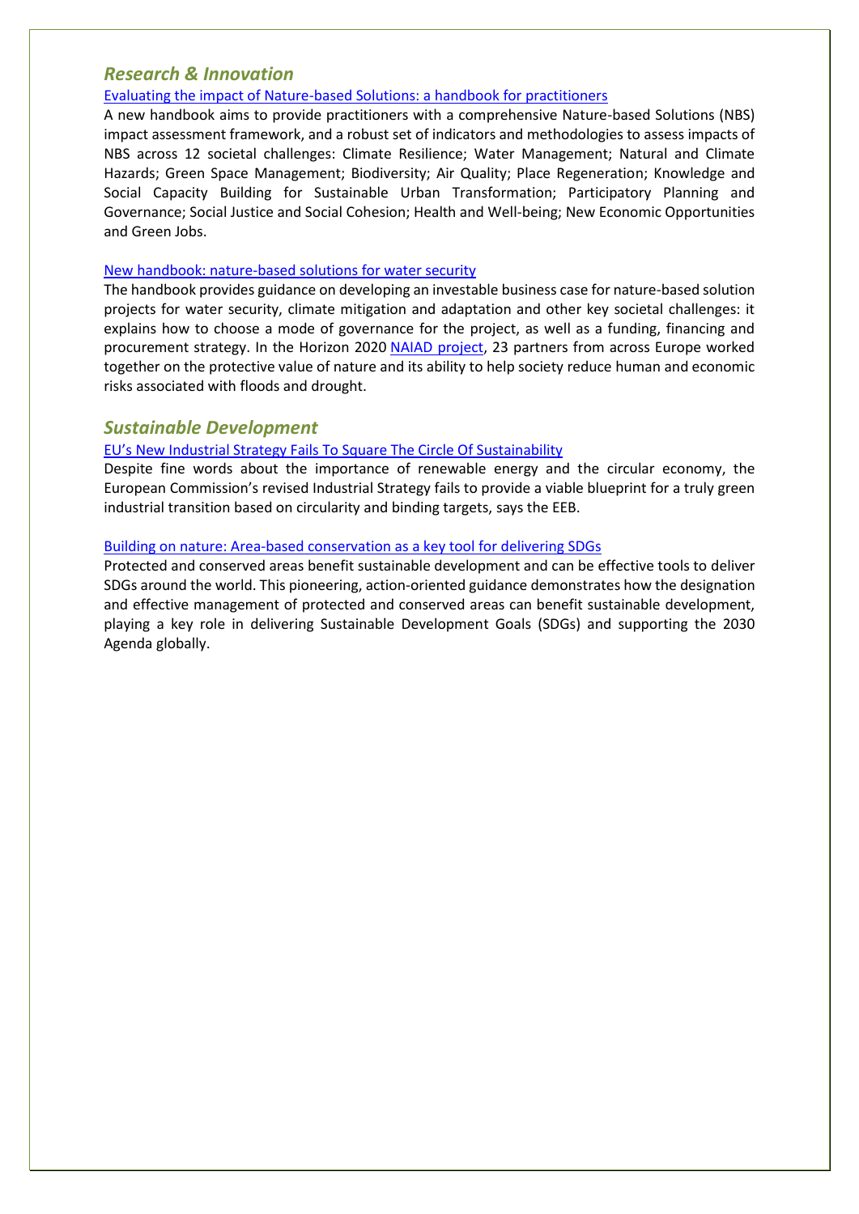## *Research & Innovation*

Evaluating the impact of Nature-based Solutions: a handbook for practitioners

A new handbook aims to provide practitioners with a comprehensive Nature-based Solutions (NBS) impact assessment framework, and a robust set of indicators and methodologies to assess impacts of NBS across 12 societal challenges: Climate Resilience; Water Management; Natural and Climate Hazards; Green Space Management; Biodiversity; Air Quality; Place Regeneration; Knowledge and Social Capacity Building for Sustainable Urban Transformation; Participatory Planning and Governance; Social Justice and Social Cohesion; Health and Well-being; New Economic Opportunities and Green Jobs.

New handbook: nature-based solutions for water security

The handbook provides guidance on developing an investable business case for nature-based solution projects for water security, climate mitigation and adaptation and other key societal challenges: it explains how to choose a mode of governance for the project, as well as a funding, financing and procurement strategy. In the Horizon 2020 NAIAD project, 23 partners from across Europe worked together on the protective value of nature and its ability to help society reduce human and economic risks associated with floods and drought.

## *Sustainable Development*

EU's New Industrial Strategy Fails To Square The Circle Of Sustainability

Despite fine words about the importance of renewable energy and the circular economy, the European Commission's revised Industrial Strategy fails to provide a viable blueprint for a truly green industrial transition based on circularity and binding targets, says the EEB.

Building on nature: Area-based conservation as a key tool for delivering SDGs

Protected and conserved areas benefit sustainable development and can be effective tools to deliver SDGs around the world. This pioneering, action-oriented guidance demonstrates how the designation and effective management of protected and conserved areas can benefit sustainable development, playing a key role in delivering Sustainable Development Goals (SDGs) and supporting the 2030 Agenda globally.